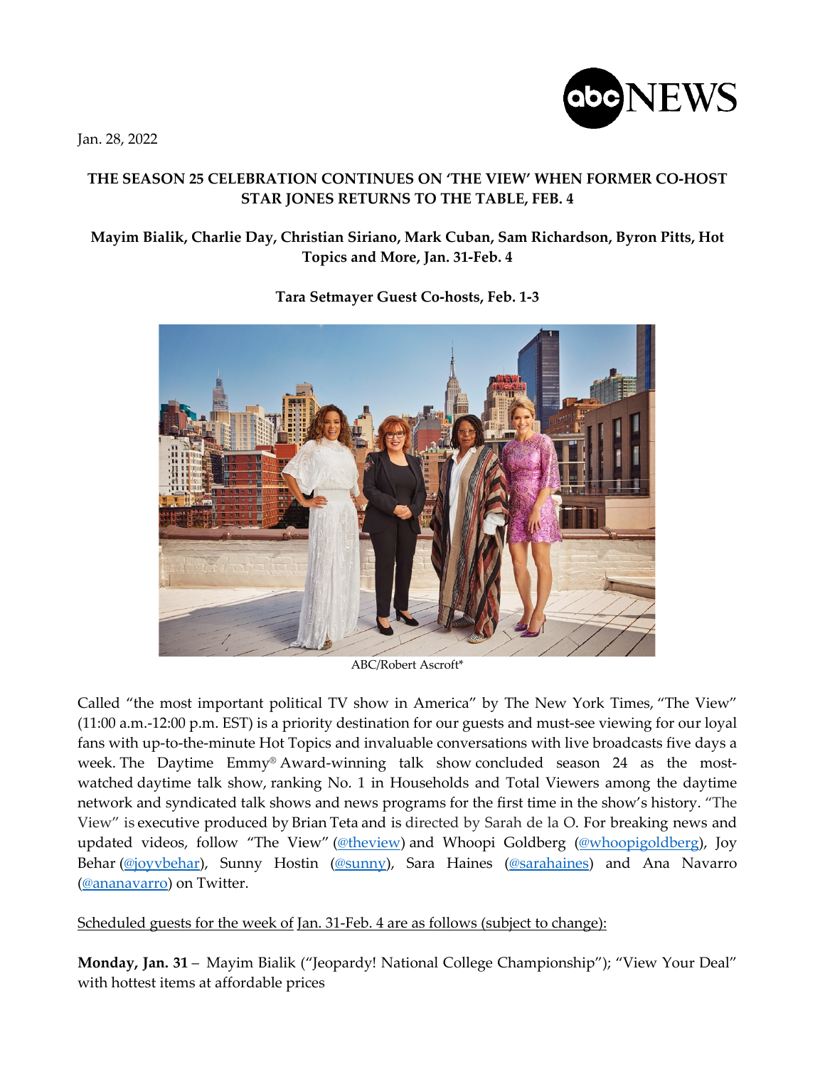Jan. 28, 2022

# THE SEASON 25 CELEBRATION CONTINUES ON 'THE VIEW' WHEN FORMER CO-HOST STAR JONES RETURNS TO THE TABLE, FEB. 4

## Mayim Bialik, Charlie Day, Christian Siriano, Mark Cuban, Sam Richardson, Byron Pitts, Hot Topics and More, Jan. 31-Feb. 4

### Tara Setmayer Guest Co-hosts, Feb. 1-3

ABC/Robert Ascroft*

Called "the most important political TV show in America" by The New York Times, "The View" (11:00 a.m.-12:00 p.m. EST) is a priority destination for our guests and must-see viewing for our loyal fans with up-to-the-minute Hot Topics and invaluable conversations with live broadcasts five days a week. The Daytime Emmy® Award-winning talk show concluded season 24 as the most-watched daytime talk show, ranking No. 1 in Households and Total Viewers among the daytime network and syndicated talk shows and news programs for the first time in the show's history. "The View" is executive produced by Brian Teta and is directed by Sarah de la O. For breaking news and updated videos, follow "The View" (@theview) and Whoopi Goldberg (@whoopigoldberg), Joy Behar (@joyvbehar), Sunny Hostin (@sunny), Sara Haines (@sarahaines) and Ana Navarro (@ananavarro) on Twitter.

Scheduled guests for the week of Jan. 31-Feb. 4 are as follows (subject to change):

**Monday, Jan. 31** – Mayim Bialik ("Jeopardy! National College Championship"); "View Your Deal" with hottest items at affordable prices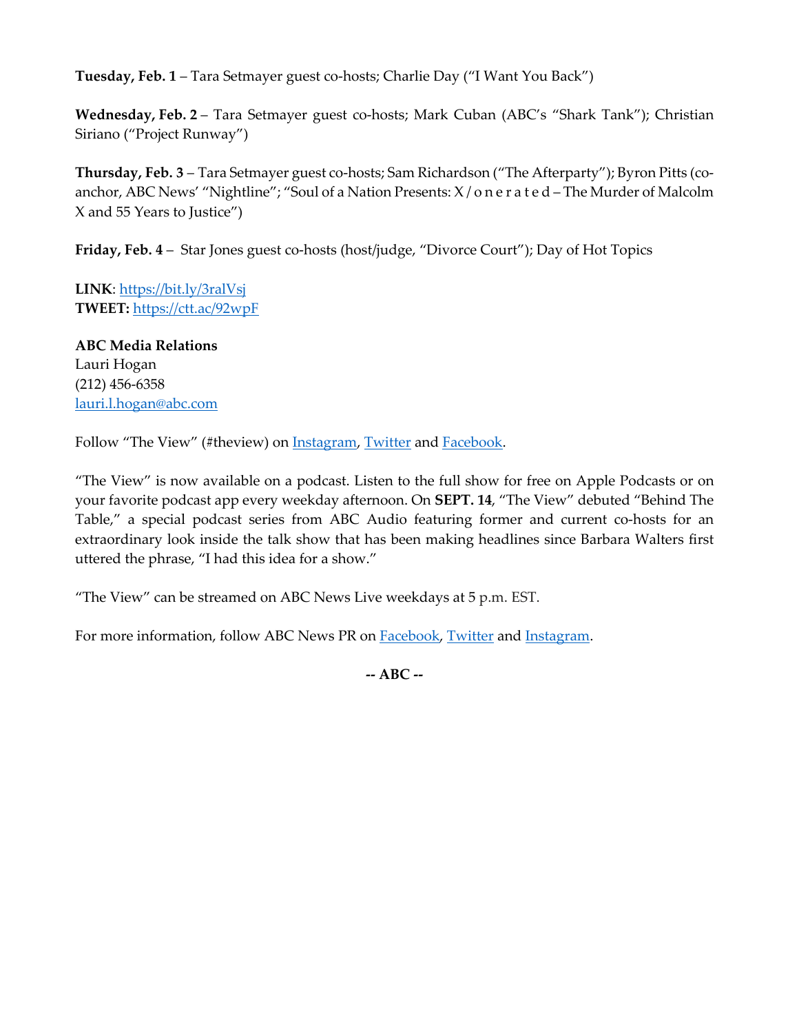**Tuesday, Feb. 1** – Tara Setmayer guest co-hosts; Charlie Day ("I Want You Back")

**Wednesday, Feb. 2** – Tara Setmayer guest co-hosts; Mark Cuban (ABC's "Shark Tank"); Christian Siriano ("Project Runway")

**Thursday, Feb. 3** – Tara Setmayer guest co-hosts; Sam Richardson ("The Afterparty"); Byron Pitts (co-anchor, ABC News' "Nightline"; "Soul of a Nation Presents: X / o n e r a t e d – The Murder of Malcolm X and 55 Years to Justice")

**Friday, Feb. 4** – Star Jones guest co-hosts (host/judge, "Divorce Court"); Day of Hot Topics

**LINK**: https://bit.ly/3ralVsj
**TWEET:** https://ctt.ac/92wpF

**ABC Media Relations**
Lauri Hogan
(212) 456-6358
lauri.l.hogan@abc.com

Follow "The View" (#theview) on Instagram, Twitter and Facebook.

"The View" is now available on a podcast. Listen to the full show for free on Apple Podcasts or on your favorite podcast app every weekday afternoon. On **SEPT. 14**, "The View" debuted "Behind The Table," a special podcast series from ABC Audio featuring former and current co-hosts for an extraordinary look inside the talk show that has been making headlines since Barbara Walters first uttered the phrase, "I had this idea for a show."

"The View" can be streamed on ABC News Live weekdays at 5 p.m. EST.

For more information, follow ABC News PR on Facebook, Twitter and Instagram.

**-- ABC --**